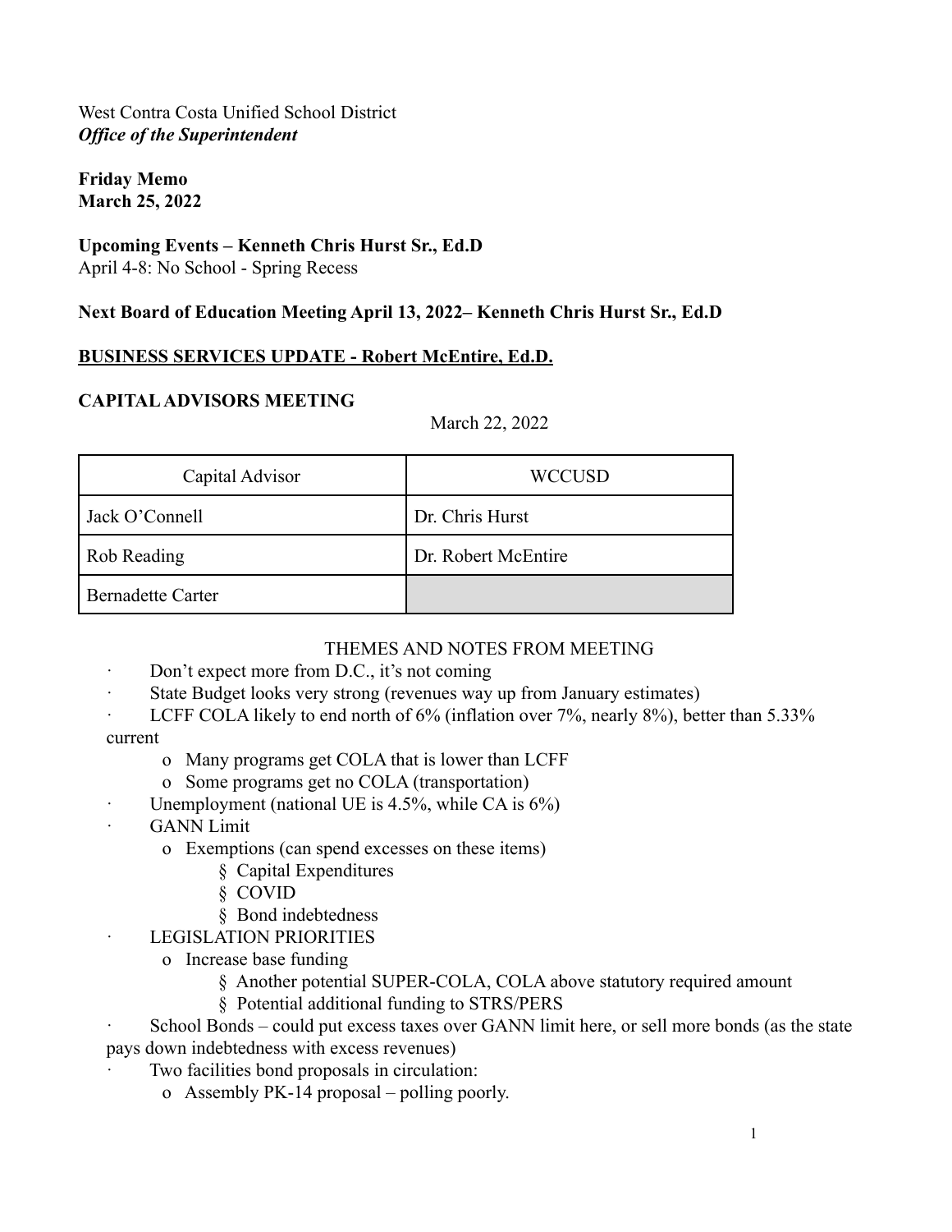West Contra Costa Unified School District
***Office of the Superintendent***

**Friday Memo**
**March 25, 2022**

**Upcoming Events – Kenneth Chris Hurst Sr., Ed.D**
April 4-8: No School - Spring Recess

**Next Board of Education Meeting April 13, 2022– Kenneth Chris Hurst Sr., Ed.D**

**BUSINESS SERVICES UPDATE - Robert McEntire, Ed.D.**

**CAPITAL ADVISORS MEETING**

March 22, 2022

| Capital Advisor | WCCUSD |
| --- | --- |
| Jack O'Connell | Dr. Chris Hurst |
| Rob Reading | Dr. Robert McEntire |
| Bernadette Carter | |

THEMES AND NOTES FROM MEETING

- Don't expect more from D.C., it's not coming
- State Budget looks very strong (revenues way up from January estimates)
- LCFF COLA likely to end north of 6% (inflation over 7%, nearly 8%), better than 5.33% current
  - Many programs get COLA that is lower than LCFF
  - Some programs get no COLA (transportation)
- Unemployment (national UE is 4.5%, while CA is 6%)
- GANN Limit
  - Exemptions (can spend excesses on these items)
    - Capital Expenditures
    - COVID
    - Bond indebtedness
- LEGISLATION PRIORITIES
  - Increase base funding
    - Another potential SUPER-COLA, COLA above statutory required amount
    - Potential additional funding to STRS/PERS
- School Bonds – could put excess taxes over GANN limit here, or sell more bonds (as the state pays down indebtedness with excess revenues)
- Two facilities bond proposals in circulation:
  - Assembly PK-14 proposal – polling poorly.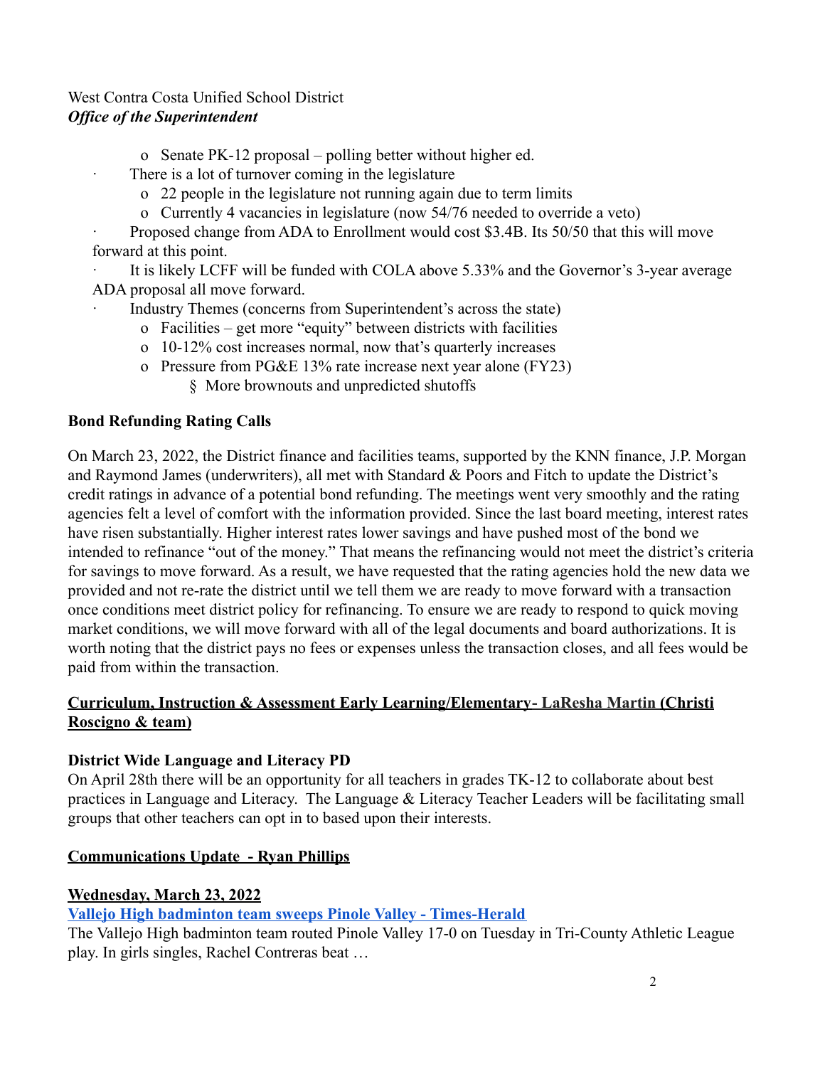West Contra Costa Unified School District
***Office of the Superintendent***

- Senate PK-12 proposal – polling better without higher ed.
- There is a lot of turnover coming in the legislature
  - 22 people in the legislature not running again due to term limits
  - Currently 4 vacancies in legislature (now 54/76 needed to override a veto)
- Proposed change from ADA to Enrollment would cost $3.4B. Its 50/50 that this will move forward at this point.
- It is likely LCFF will be funded with COLA above 5.33% and the Governor's 3-year average ADA proposal all move forward.
- Industry Themes (concerns from Superintendent's across the state)
  - Facilities – get more "equity" between districts with facilities
  - 10-12% cost increases normal, now that's quarterly increases
  - Pressure from PG&E 13% rate increase next year alone (FY23)
    - More brownouts and unpredicted shutoffs

**Bond Refunding Rating Calls**

On March 23, 2022, the District finance and facilities teams, supported by the KNN finance, J.P. Morgan and Raymond James (underwriters), all met with Standard & Poors and Fitch to update the District's credit ratings in advance of a potential bond refunding. The meetings went very smoothly and the rating agencies felt a level of comfort with the information provided. Since the last board meeting, interest rates have risen substantially. Higher interest rates lower savings and have pushed most of the bond we intended to refinance "out of the money." That means the refinancing would not meet the district's criteria for savings to move forward. As a result, we have requested that the rating agencies hold the new data we provided and not re-rate the district until we tell them we are ready to move forward with a transaction once conditions meet district policy for refinancing. To ensure we are ready to respond to quick moving market conditions, we will move forward with all of the legal documents and board authorizations. It is worth noting that the district pays no fees or expenses unless the transaction closes, and all fees would be paid from within the transaction.

**Curriculum, Instruction & Assessment Early Learning/Elementary- LaResha Martin (Christi Roscigno & team)**

**District Wide Language and Literacy PD**

On April 28th there will be an opportunity for all teachers in grades TK-12 to collaborate about best practices in Language and Literacy. The Language & Literacy Teacher Leaders will be facilitating small groups that other teachers can opt in to based upon their interests.

**Communications Update - Ryan Phillips**

**Wednesday, March 23, 2022**

**Vallejo High badminton team sweeps Pinole Valley - Times-Herald**

The Vallejo High badminton team routed Pinole Valley 17-0 on Tuesday in Tri-County Athletic League play. In girls singles, Rachel Contreras beat …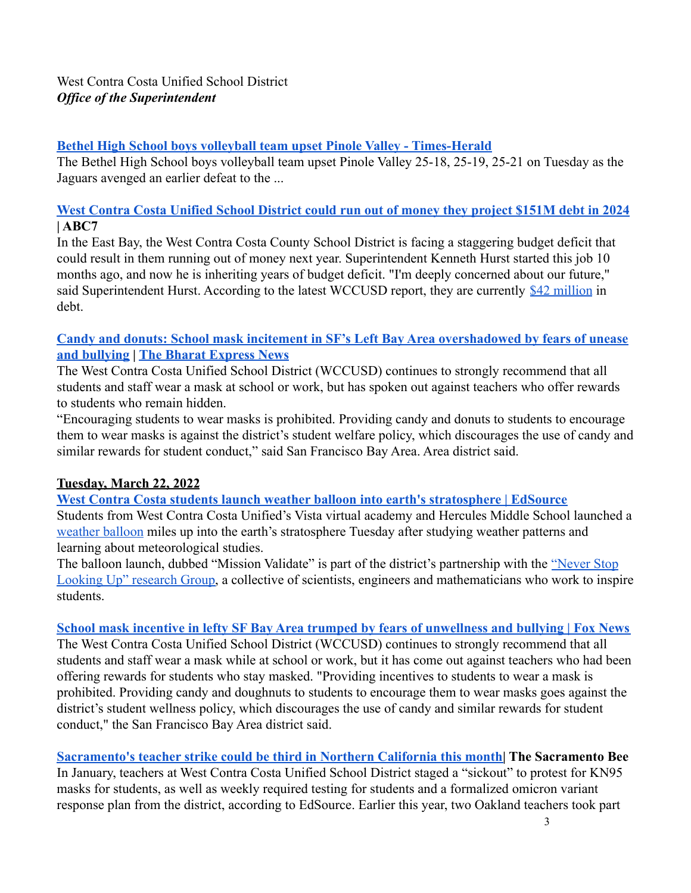West Contra Costa Unified School District
***Office of the Superintendent***

**[Bethel High School boys volleyball team upset Pinole Valley - Times-Herald]()**
The Bethel High School boys volleyball team upset Pinole Valley 25-18, 25-19, 25-21 on Tuesday as the Jaguars avenged an earlier defeat to the ...

**[West Contra Costa Unified School District could run out of money they project $151M debt in 2024]() | ABC7**
In the East Bay, the West Contra Costa County School District is facing a staggering budget deficit that could result in them running out of money next year. Superintendent Kenneth Hurst started this job 10 months ago, and now he is inheriting years of budget deficit. "I'm deeply concerned about our future," said Superintendent Hurst. According to the latest WCCUSD report, they are currently [$42 million]() in debt.

**[Candy and donuts: School mask incitement in SF's Left Bay Area overshadowed by fears of unease and bullying]() | [The Bharat Express News]()**
The West Contra Costa Unified School District (WCCUSD) continues to strongly recommend that all students and staff wear a mask at school or work, but has spoken out against teachers who offer rewards to students who remain hidden.
"Encouraging students to wear masks is prohibited. Providing candy and donuts to students to encourage them to wear masks is against the district's student welfare policy, which discourages the use of candy and similar rewards for student conduct," said San Francisco Bay Area. Area district said.

**Tuesday, March 22, 2022**

**[West Contra Costa students launch weather balloon into earth's stratosphere | EdSource]()**
Students from West Contra Costa Unified's Vista virtual academy and Hercules Middle School launched a [weather balloon]() miles up into the earth's stratosphere Tuesday after studying weather patterns and learning about meteorological studies.
The balloon launch, dubbed "Mission Validate" is part of the district's partnership with the ["Never Stop Looking Up" research Group](), a collective of scientists, engineers and mathematicians who work to inspire students.

**[School mask incentive in lefty SF Bay Area trumped by fears of unwellness and bullying | Fox News]()**
The West Contra Costa Unified School District (WCCUSD) continues to strongly recommend that all students and staff wear a mask while at school or work, but it has come out against teachers who had been offering rewards for students who stay masked. "Providing incentives to students to wear a mask is prohibited. Providing candy and doughnuts to students to encourage them to wear masks goes against the district's student wellness policy, which discourages the use of candy and similar rewards for student conduct," the San Francisco Bay Area district said.

**[Sacramento's teacher strike could be third in Northern California this month]()| The Sacramento Bee**
In January, teachers at West Contra Costa Unified School District staged a "sickout" to protest for KN95 masks for students, as well as weekly required testing for students and a formalized omicron variant response plan from the district, according to EdSource. Earlier this year, two Oakland teachers took part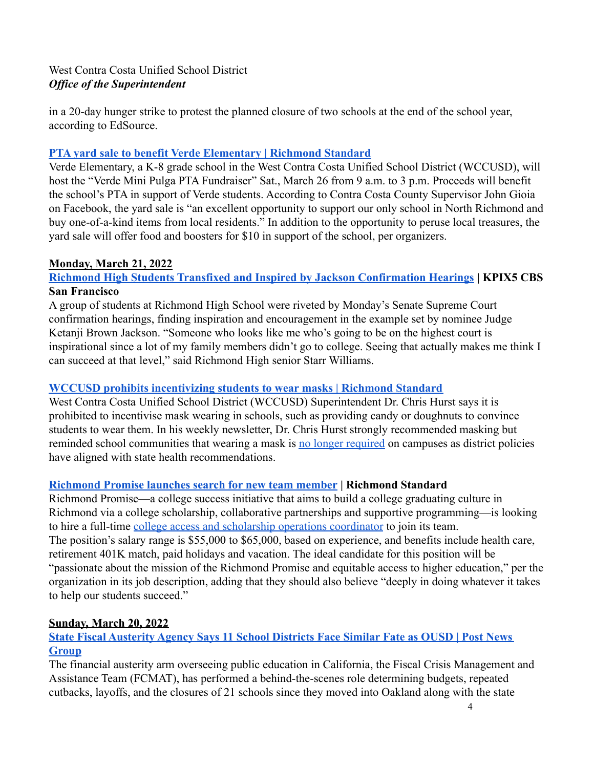in a 20-day hunger strike to protest the planned closure of two schools at the end of the school year, according to EdSource.

**PTA yard sale to benefit Verde Elementary | Richmond Standard**

Verde Elementary, a K-8 grade school in the West Contra Costa Unified School District (WCCUSD), will host the "Verde Mini Pulga PTA Fundraiser" Sat., March 26 from 9 a.m. to 3 p.m. Proceeds will benefit the school's PTA in support of Verde students. According to Contra Costa County Supervisor John Gioia on Facebook, the yard sale is "an excellent opportunity to support our only school in North Richmond and buy one-of-a-kind items from local residents." In addition to the opportunity to peruse local treasures, the yard sale will offer food and boosters for $10 in support of the school, per organizers.

**Monday, March 21, 2022**

**Richmond High Students Transfixed and Inspired by Jackson Confirmation Hearings | KPIX5 CBS San Francisco**

A group of students at Richmond High School were riveted by Monday's Senate Supreme Court confirmation hearings, finding inspiration and encouragement in the example set by nominee Judge Ketanji Brown Jackson. "Someone who looks like me who's going to be on the highest court is inspirational since a lot of my family members didn't go to college. Seeing that actually makes me think I can succeed at that level," said Richmond High senior Starr Williams.

**WCCUSD prohibits incentivizing students to wear masks | Richmond Standard**

West Contra Costa Unified School District (WCCUSD) Superintendent Dr. Chris Hurst says it is prohibited to incentivise mask wearing in schools, such as providing candy or doughnuts to convince students to wear them. In his weekly newsletter, Dr. Chris Hurst strongly recommended masking but reminded school communities that wearing a mask is no longer required on campuses as district policies have aligned with state health recommendations.

**Richmond Promise launches search for new team member | Richmond Standard**

Richmond Promise—a college success initiative that aims to build a college graduating culture in Richmond via a college scholarship, collaborative partnerships and supportive programming—is looking to hire a full-time college access and scholarship operations coordinator to join its team.
The position's salary range is $55,000 to $65,000, based on experience, and benefits include health care, retirement 401K match, paid holidays and vacation. The ideal candidate for this position will be "passionate about the mission of the Richmond Promise and equitable access to higher education," per the organization in its job description, adding that they should also believe "deeply in doing whatever it takes to help our students succeed."

**Sunday, March 20, 2022**

**State Fiscal Austerity Agency Says 11 School Districts Face Similar Fate as OUSD | Post News Group**

The financial austerity arm overseeing public education in California, the Fiscal Crisis Management and Assistance Team (FCMAT), has performed a behind-the-scenes role determining budgets, repeated cutbacks, layoffs, and the closures of 21 schools since they moved into Oakland along with the state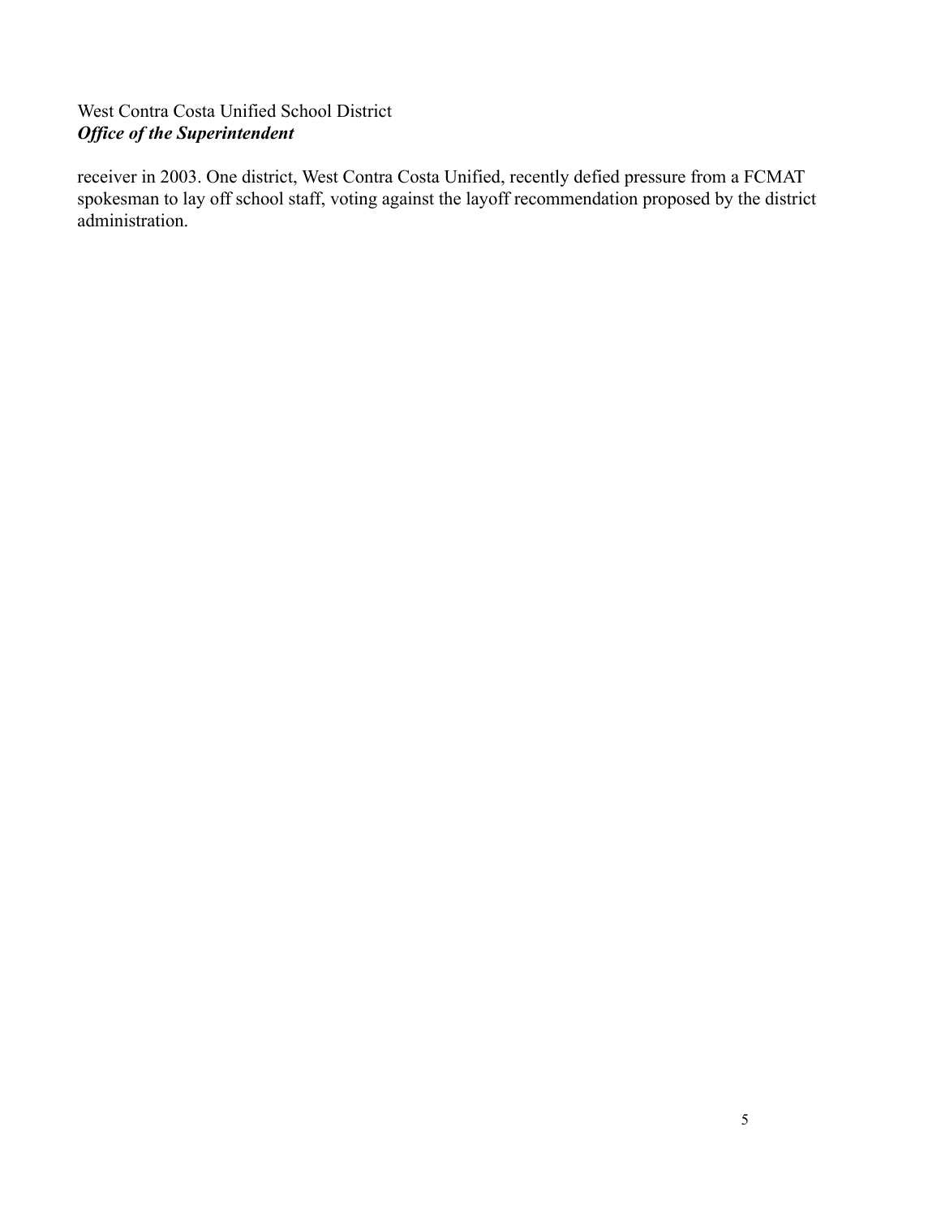receiver in 2003. One district, West Contra Costa Unified, recently defied pressure from a FCMAT spokesman to lay off school staff, voting against the layoff recommendation proposed by the district administration.